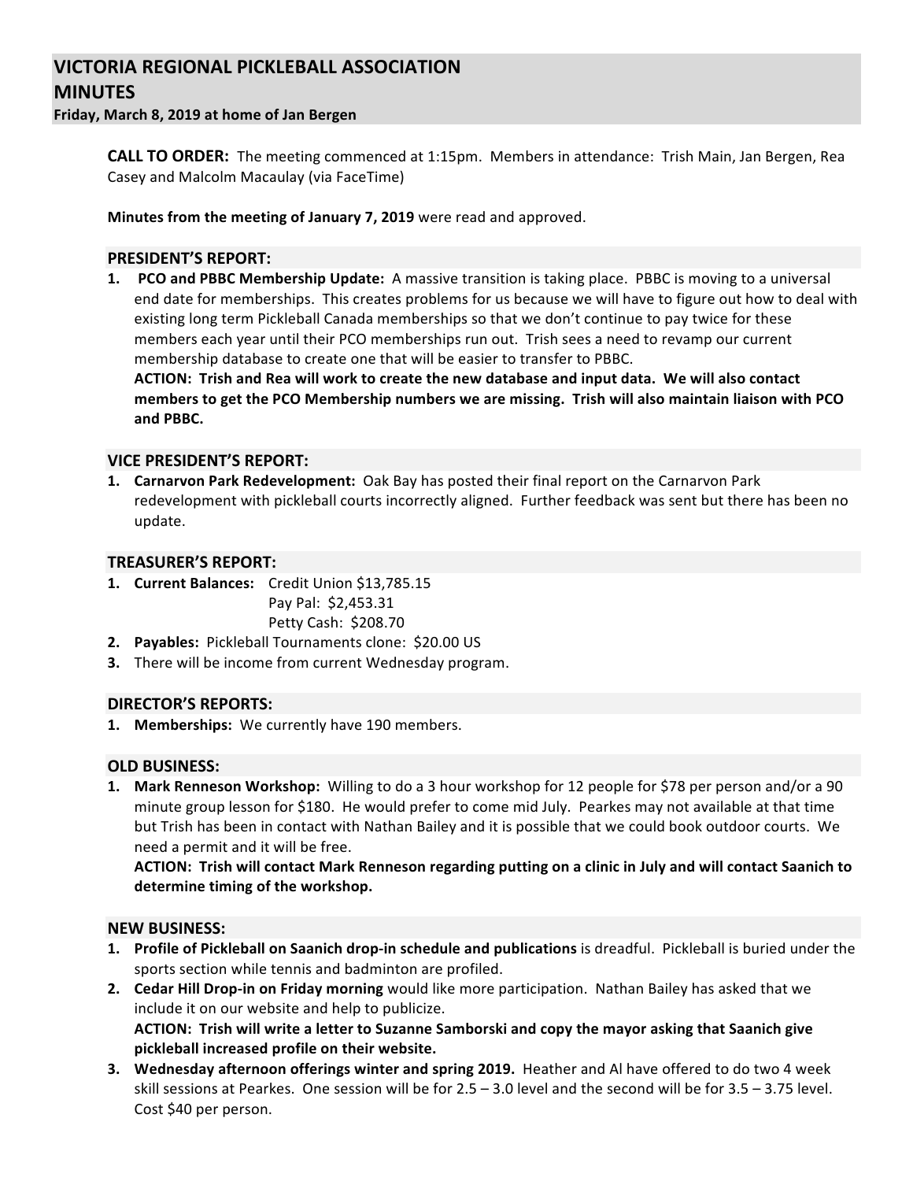# VICTORIA REGIONAL PICKLEBALL ASSOCIATION
# MINUTES

**Friday, March 8, 2019 at home of Jan Bergen**

**CALL TO ORDER:** The meeting commenced at 1:15pm. Members in attendance: Trish Main, Jan Bergen, Rea Casey and Malcolm Macaulay (via FaceTime)

**Minutes from the meeting of January 7, 2019** were read and approved.

## PRESIDENT'S REPORT:

1. **PCO and PBBC Membership Update:** A massive transition is taking place. PBBC is moving to a universal end date for memberships. This creates problems for us because we will have to figure out how to deal with existing long term Pickleball Canada memberships so that we don't continue to pay twice for these members each year until their PCO memberships run out. Trish sees a need to revamp our current membership database to create one that will be easier to transfer to PBBC.
   **ACTION: Trish and Rea will work to create the new database and input data. We will also contact members to get the PCO Membership numbers we are missing. Trish will also maintain liaison with PCO and PBBC.**

## VICE PRESIDENT'S REPORT:

1. **Carnarvon Park Redevelopment:** Oak Bay has posted their final report on the Carnarvon Park redevelopment with pickleball courts incorrectly aligned. Further feedback was sent but there has been no update.

## TREASURER'S REPORT:

1. **Current Balances:** Credit Union $13,785.15
   Pay Pal: $2,453.31
   Petty Cash: $208.70
2. **Payables:** Pickleball Tournaments clone: $20.00 US
3. There will be income from current Wednesday program.

## DIRECTOR'S REPORTS:

1. **Memberships:** We currently have 190 members.

## OLD BUSINESS:

1. **Mark Renneson Workshop:** Willing to do a 3 hour workshop for 12 people for $78 per person and/or a 90 minute group lesson for $180. He would prefer to come mid July. Pearkes may not available at that time but Trish has been in contact with Nathan Bailey and it is possible that we could book outdoor courts. We need a permit and it will be free.
   **ACTION: Trish will contact Mark Renneson regarding putting on a clinic in July and will contact Saanich to determine timing of the workshop.**

## NEW BUSINESS:

1. **Profile of Pickleball on Saanich drop-in schedule and publications** is dreadful. Pickleball is buried under the sports section while tennis and badminton are profiled.
2. **Cedar Hill Drop-in on Friday morning** would like more participation. Nathan Bailey has asked that we include it on our website and help to publicize.
   **ACTION: Trish will write a letter to Suzanne Samborski and copy the mayor asking that Saanich give pickleball increased profile on their website.**
3. **Wednesday afternoon offerings winter and spring 2019.** Heather and Al have offered to do two 4 week skill sessions at Pearkes. One session will be for 2.5 – 3.0 level and the second will be for 3.5 – 3.75 level. Cost $40 per person.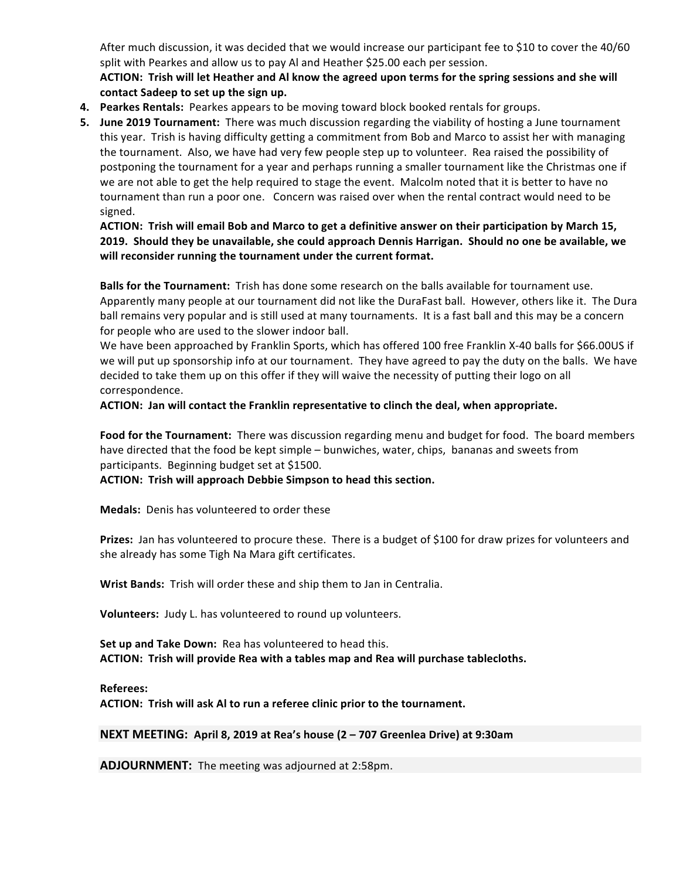After much discussion, it was decided that we would increase our participant fee to $10 to cover the 40/60 split with Pearkes and allow us to pay Al and Heather $25.00 each per session.

**ACTION: Trish will let Heather and Al know the agreed upon terms for the spring sessions and she will contact Sadeep to set up the sign up.**

4. **Pearkes Rentals:** Pearkes appears to be moving toward block booked rentals for groups.
5. **June 2019 Tournament:** There was much discussion regarding the viability of hosting a June tournament this year. Trish is having difficulty getting a commitment from Bob and Marco to assist her with managing the tournament. Also, we have had very few people step up to volunteer. Rea raised the possibility of postponing the tournament for a year and perhaps running a smaller tournament like the Christmas one if we are not able to get the help required to stage the event. Malcolm noted that it is better to have no tournament than run a poor one. Concern was raised over when the rental contract would need to be signed.

   **ACTION: Trish will email Bob and Marco to get a definitive answer on their participation by March 15, 2019. Should they be unavailable, she could approach Dennis Harrigan. Should no one be available, we will reconsider running the tournament under the current format.**

   **Balls for the Tournament:** Trish has done some research on the balls available for tournament use. Apparently many people at our tournament did not like the DuraFast ball. However, others like it. The Dura ball remains very popular and is still used at many tournaments. It is a fast ball and this may be a concern for people who are used to the slower indoor ball.

   We have been approached by Franklin Sports, which has offered 100 free Franklin X-40 balls for $66.00US if we will put up sponsorship info at our tournament. They have agreed to pay the duty on the balls. We have decided to take them up on this offer if they will waive the necessity of putting their logo on all correspondence.

   **ACTION: Jan will contact the Franklin representative to clinch the deal, when appropriate.**

   **Food for the Tournament:** There was discussion regarding menu and budget for food. The board members have directed that the food be kept simple – bunwiches, water, chips, bananas and sweets from participants. Beginning budget set at $1500.

   **ACTION: Trish will approach Debbie Simpson to head this section.**

   **Medals:** Denis has volunteered to order these

   **Prizes:** Jan has volunteered to procure these. There is a budget of $100 for draw prizes for volunteers and she already has some Tigh Na Mara gift certificates.

   **Wrist Bands:** Trish will order these and ship them to Jan in Centralia.

   **Volunteers:** Judy L. has volunteered to round up volunteers.

   **Set up and Take Down:** Rea has volunteered to head this.

   **ACTION: Trish will provide Rea with a tables map and Rea will purchase tablecloths.**

   **Referees:**

   **ACTION: Trish will ask Al to run a referee clinic prior to the tournament.**

**NEXT MEETING: April 8, 2019 at Rea's house (2 – 707 Greenlea Drive) at 9:30am**

**ADJOURNMENT:** The meeting was adjourned at 2:58pm.